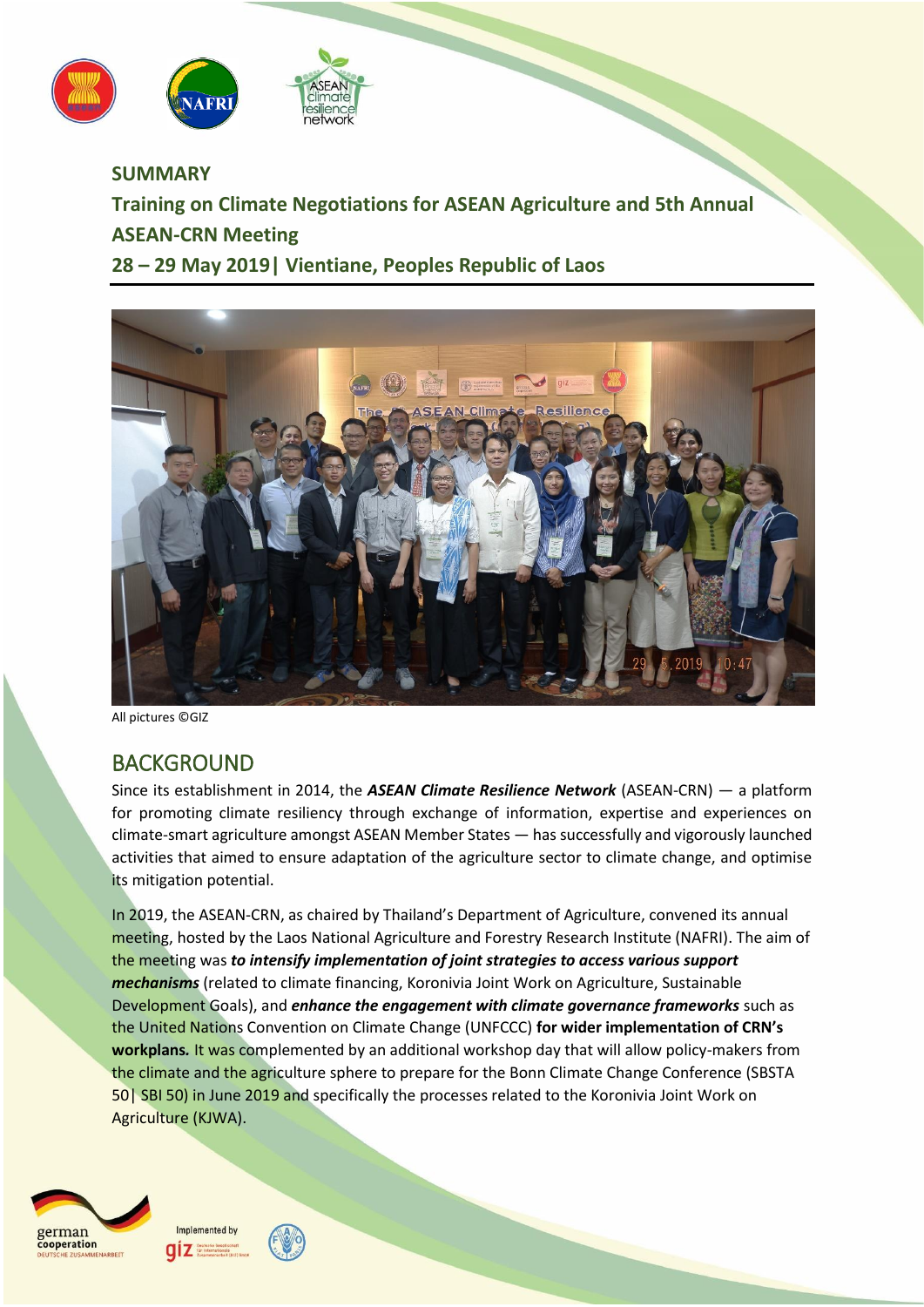# SUMMARY

## Training on Climate Negotiations for ASEAN Agriculture and 5th Annual ASEAN-CRN Meeting

## 28 – 29 May 2019| Vientiane, Peoples Republic of Laos

All pictures ©GIZ

## BACKGROUND

Since its establishment in 2014, the ***ASEAN Climate Resilience Network*** (ASEAN-CRN) — a platform for promoting climate resiliency through exchange of information, expertise and experiences on climate-smart agriculture amongst ASEAN Member States — has successfully and vigorously launched activities that aimed to ensure adaptation of the agriculture sector to climate change, and optimise its mitigation potential.

In 2019, the ASEAN-CRN, as chaired by Thailand's Department of Agriculture, convened its annual meeting, hosted by the Laos National Agriculture and Forestry Research Institute (NAFRI). The aim of the meeting was ***to intensify implementation of joint strategies to access various support mechanisms*** (related to climate financing, Koronivia Joint Work on Agriculture, Sustainable Development Goals), and ***enhance the engagement with climate governance frameworks*** such as the United Nations Convention on Climate Change (UNFCCC) **for wider implementation of CRN's workplans.** It was complemented by an additional workshop day that will allow policy-makers from the climate and the agriculture sphere to prepare for the Bonn Climate Change Conference (SBSTA 50| SBI 50) in June 2019 and specifically the processes related to the Koronivia Joint Work on Agriculture (KJWA).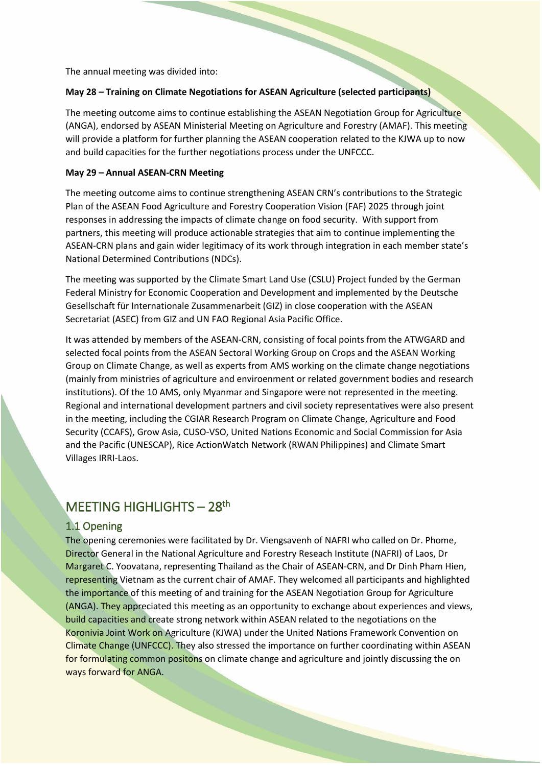The annual meeting was divided into:

**May 28 – Training on Climate Negotiations for ASEAN Agriculture (selected participants)**

The meeting outcome aims to continue establishing the ASEAN Negotiation Group for Agriculture (ANGA), endorsed by ASEAN Ministerial Meeting on Agriculture and Forestry (AMAF). This meeting will provide a platform for further planning the ASEAN cooperation related to the KJWA up to now and build capacities for the further negotiations process under the UNFCCC.

**May 29 – Annual ASEAN-CRN Meeting**

The meeting outcome aims to continue strengthening ASEAN CRN's contributions to the Strategic Plan of the ASEAN Food Agriculture and Forestry Cooperation Vision (FAF) 2025 through joint responses in addressing the impacts of climate change on food security. With support from partners, this meeting will produce actionable strategies that aim to continue implementing the ASEAN-CRN plans and gain wider legitimacy of its work through integration in each member state's National Determined Contributions (NDCs).

The meeting was supported by the Climate Smart Land Use (CSLU) Project funded by the German Federal Ministry for Economic Cooperation and Development and implemented by the Deutsche Gesellschaft für Internationale Zusammenarbeit (GIZ) in close cooperation with the ASEAN Secretariat (ASEC) from GIZ and UN FAO Regional Asia Pacific Office.

It was attended by members of the ASEAN-CRN, consisting of focal points from the ATWGARD and selected focal points from the ASEAN Sectoral Working Group on Crops and the ASEAN Working Group on Climate Change, as well as experts from AMS working on the climate change negotiations (mainly from ministries of agriculture and enviroenment or related government bodies and research institutions). Of the 10 AMS, only Myanmar and Singapore were not represented in the meeting. Regional and international development partners and civil society representatives were also present in the meeting, including the CGIAR Research Program on Climate Change, Agriculture and Food Security (CCAFS), Grow Asia, CUSO-VSO, United Nations Economic and Social Commission for Asia and the Pacific (UNESCAP), Rice ActionWatch Network (RWAN Philippines) and Climate Smart Villages IRRI-Laos.

# MEETING HIGHLIGHTS – 28th

## 1.1 Opening

The opening ceremonies were facilitated by Dr. Viengsavenh of NAFRI who called on Dr. Phome, Director General in the National Agriculture and Forestry Reseach Institute (NAFRI) of Laos, Dr Margaret C. Yoovatana, representing Thailand as the Chair of ASEAN-CRN, and Dr Dinh Pham Hien, representing Vietnam as the current chair of AMAF. They welcomed all participants and highlighted the importance of this meeting of and training for the ASEAN Negotiation Group for Agriculture (ANGA). They appreciated this meeting as an opportunity to exchange about experiences and views, build capacities and create strong network within ASEAN related to the negotiations on the Koronivia Joint Work on Agriculture (KJWA) under the United Nations Framework Convention on Climate Change (UNFCCC). They also stressed the importance on further coordinating within ASEAN for formulating common positons on climate change and agriculture and jointly discussing the on ways forward for ANGA.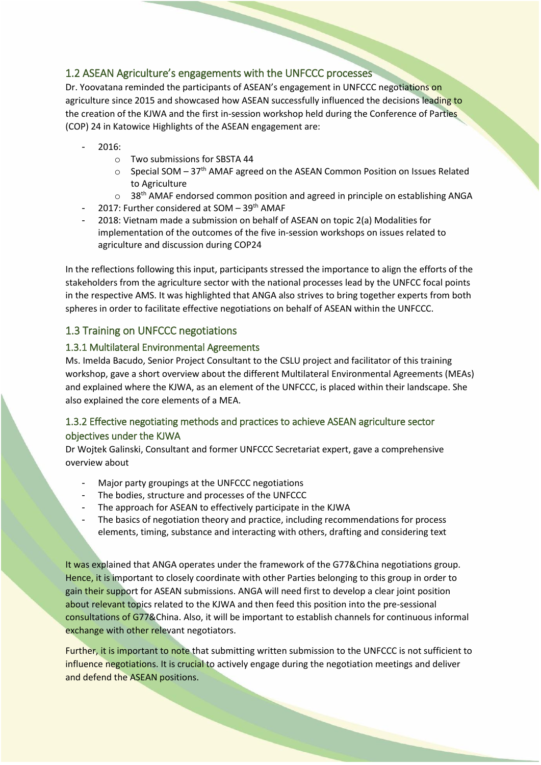## 1.2 ASEAN Agriculture's engagements with the UNFCCC processes

Dr. Yoovatana reminded the participants of ASEAN's engagement in UNFCCC negotiations on agriculture since 2015 and showcased how ASEAN successfully influenced the decisions leading to the creation of the KJWA and the first in-session workshop held during the Conference of Parties (COP) 24 in Katowice Highlights of the ASEAN engagement are:

- 2016:
  - Two submissions for SBSTA 44
  - Special SOM – 37th AMAF agreed on the ASEAN Common Position on Issues Related to Agriculture
  - 38th AMAF endorsed common position and agreed in principle on establishing ANGA
- 2017: Further considered at SOM – 39th AMAF
- 2018: Vietnam made a submission on behalf of ASEAN on topic 2(a) Modalities for implementation of the outcomes of the five in-session workshops on issues related to agriculture and discussion during COP24

In the reflections following this input, participants stressed the importance to align the efforts of the stakeholders from the agriculture sector with the national processes lead by the UNFCC focal points in the respective AMS. It was highlighted that ANGA also strives to bring together experts from both spheres in order to facilitate effective negotiations on behalf of ASEAN within the UNFCCC.

## 1.3 Training on UNFCCC negotiations

### 1.3.1 Multilateral Environmental Agreements

Ms. Imelda Bacudo, Senior Project Consultant to the CSLU project and facilitator of this training workshop, gave a short overview about the different Multilateral Environmental Agreements (MEAs) and explained where the KJWA, as an element of the UNFCCC, is placed within their landscape. She also explained the core elements of a MEA.

### 1.3.2 Effective negotiating methods and practices to achieve ASEAN agriculture sector objectives under the KJWA

Dr Wojtek Galinski, Consultant and former UNFCCC Secretariat expert, gave a comprehensive overview about

- Major party groupings at the UNFCCC negotiations
- The bodies, structure and processes of the UNFCCC
- The approach for ASEAN to effectively participate in the KJWA
- The basics of negotiation theory and practice, including recommendations for process elements, timing, substance and interacting with others, drafting and considering text

It was explained that ANGA operates under the framework of the G77&China negotiations group. Hence, it is important to closely coordinate with other Parties belonging to this group in order to gain their support for ASEAN submissions. ANGA will need first to develop a clear joint position about relevant topics related to the KJWA and then feed this position into the pre-sessional consultations of G77&China. Also, it will be important to establish channels for continuous informal exchange with other relevant negotiators.

Further, it is important to note that submitting written submission to the UNFCCC is not sufficient to influence negotiations. It is crucial to actively engage during the negotiation meetings and deliver and defend the ASEAN positions.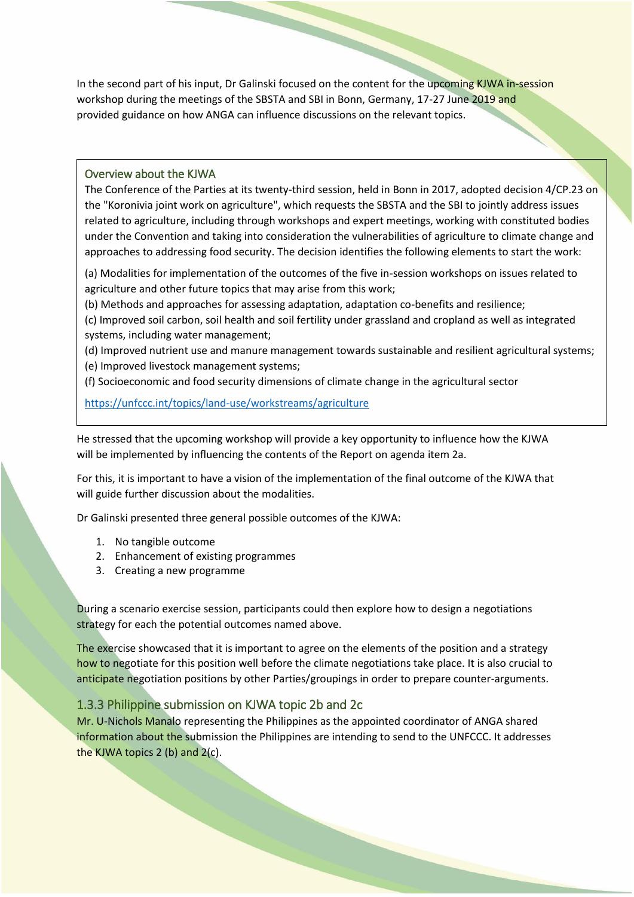In the second part of his input, Dr Galinski focused on the content for the upcoming KJWA in-session workshop during the meetings of the SBSTA and SBI in Bonn, Germany, 17-27 June 2019 and provided guidance on how ANGA can influence discussions on the relevant topics.

### Overview about the KJWA

The Conference of the Parties at its twenty-third session, held in Bonn in 2017, adopted decision 4/CP.23 on the "Koronivia joint work on agriculture", which requests the SBSTA and the SBI to jointly address issues related to agriculture, including through workshops and expert meetings, working with constituted bodies under the Convention and taking into consideration the vulnerabilities of agriculture to climate change and approaches to addressing food security. The decision identifies the following elements to start the work:

(a) Modalities for implementation of the outcomes of the five in-session workshops on issues related to agriculture and other future topics that may arise from this work;
(b) Methods and approaches for assessing adaptation, adaptation co-benefits and resilience;
(c) Improved soil carbon, soil health and soil fertility under grassland and cropland as well as integrated systems, including water management;
(d) Improved nutrient use and manure management towards sustainable and resilient agricultural systems;
(e) Improved livestock management systems;
(f) Socioeconomic and food security dimensions of climate change in the agricultural sector

https://unfccc.int/topics/land-use/workstreams/agriculture

He stressed that the upcoming workshop will provide a key opportunity to influence how the KJWA will be implemented by influencing the contents of the Report on agenda item 2a.

For this, it is important to have a vision of the implementation of the final outcome of the KJWA that will guide further discussion about the modalities.

Dr Galinski presented three general possible outcomes of the KJWA:

1. No tangible outcome
2. Enhancement of existing programmes
3. Creating a new programme

During a scenario exercise session, participants could then explore how to design a negotiations strategy for each the potential outcomes named above.

The exercise showcased that it is important to agree on the elements of the position and a strategy how to negotiate for this position well before the climate negotiations take place. It is also crucial to anticipate negotiation positions by other Parties/groupings in order to prepare counter-arguments.

### 1.3.3 Philippine submission on KJWA topic 2b and 2c

Mr. U-Nichols Manalo representing the Philippines as the appointed coordinator of ANGA shared information about the submission the Philippines are intending to send to the UNFCCC. It addresses the KJWA topics 2 (b) and 2(c).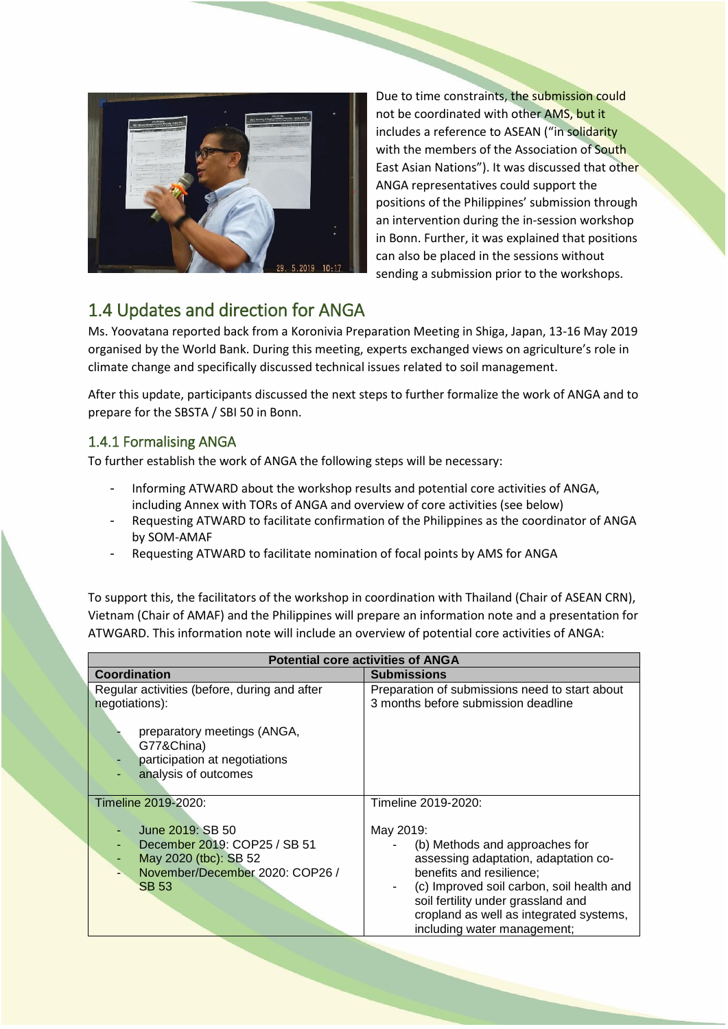Due to time constraints, the submission could not be coordinated with other AMS, but it includes a reference to ASEAN ("in solidarity with the members of the Association of South East Asian Nations"). It was discussed that other ANGA representatives could support the positions of the Philippines' submission through an intervention during the in-session workshop in Bonn. Further, it was explained that positions can also be placed in the sessions without sending a submission prior to the workshops.

## 1.4 Updates and direction for ANGA

Ms. Yoovatana reported back from a Koronivia Preparation Meeting in Shiga, Japan, 13-16 May 2019 organised by the World Bank. During this meeting, experts exchanged views on agriculture's role in climate change and specifically discussed technical issues related to soil management.

After this update, participants discussed the next steps to further formalize the work of ANGA and to prepare for the SBSTA / SBI 50 in Bonn.

### 1.4.1 Formalising ANGA

To further establish the work of ANGA the following steps will be necessary:

- Informing ATWARD about the workshop results and potential core activities of ANGA, including Annex with TORs of ANGA and overview of core activities (see below)
- Requesting ATWARD to facilitate confirmation of the Philippines as the coordinator of ANGA by SOM-AMAF
- Requesting ATWARD to facilitate nomination of focal points by AMS for ANGA

To support this, the facilitators of the workshop in coordination with Thailand (Chair of ASEAN CRN), Vietnam (Chair of AMAF) and the Philippines will prepare an information note and a presentation for ATWGARD. This information note will include an overview of potential core activities of ANGA:

| **Potential core activities of ANGA** | |
|---|---|
| **Coordination** | **Submissions** |
| Regular activities (before, during and after negotiations):<br><br>- preparatory meetings (ANGA, G77&China)<br>- participation at negotiations<br>- analysis of outcomes | Preparation of submissions need to start about 3 months before submission deadline |
| Timeline 2019-2020:<br><br>- June 2019: SB 50<br>- December 2019: COP25 / SB 51<br>- May 2020 (tbc): SB 52<br>- November/December 2020: COP26 / SB 53 | Timeline 2019-2020:<br><br>May 2019:<br>- (b) Methods and approaches for assessing adaptation, adaptation co-benefits and resilience;<br>- (c) Improved soil carbon, soil health and soil fertility under grassland and cropland as well as integrated systems, including water management; |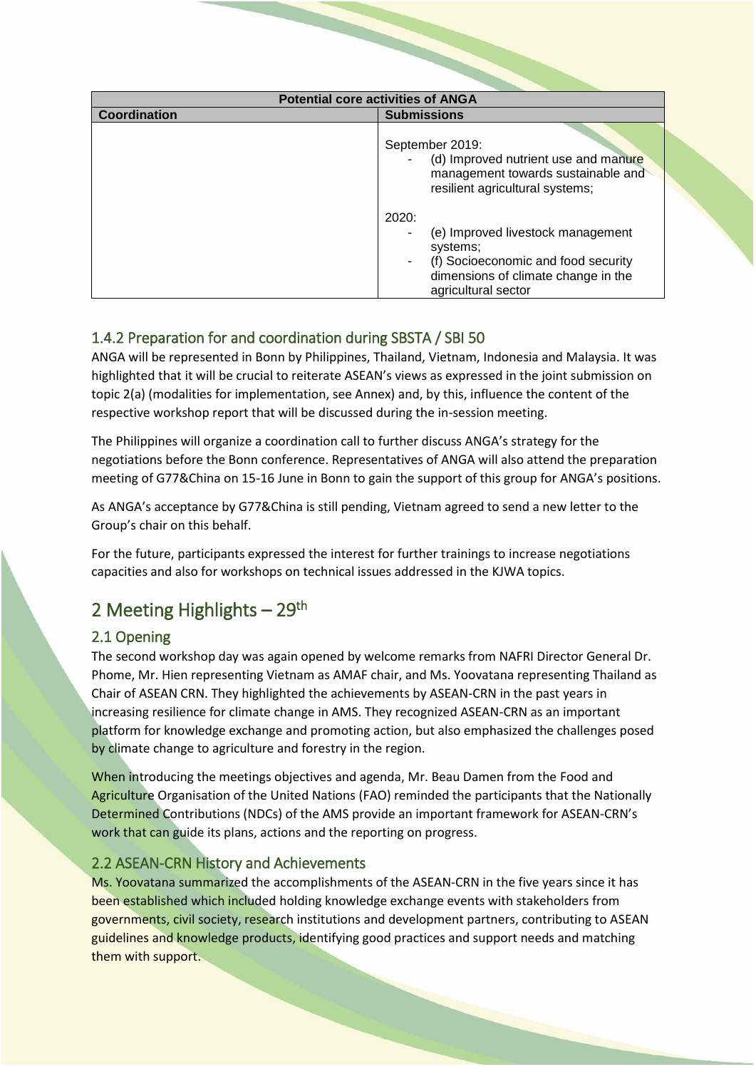| Potential core activities of ANGA | |
|---|---|
| **Coordination** | **Submissions** |
| | September 2019:<br>- (d) Improved nutrient use and manure management towards sustainable and resilient agricultural systems;<br><br>2020:<br>- (e) Improved livestock management systems;<br>- (f) Socioeconomic and food security dimensions of climate change in the agricultural sector |

### 1.4.2 Preparation for and coordination during SBSTA / SBI 50

ANGA will be represented in Bonn by Philippines, Thailand, Vietnam, Indonesia and Malaysia. It was highlighted that it will be crucial to reiterate ASEAN's views as expressed in the joint submission on topic 2(a) (modalities for implementation, see Annex) and, by this, influence the content of the respective workshop report that will be discussed during the in-session meeting.

The Philippines will organize a coordination call to further discuss ANGA's strategy for the negotiations before the Bonn conference. Representatives of ANGA will also attend the preparation meeting of G77&China on 15-16 June in Bonn to gain the support of this group for ANGA's positions.

As ANGA's acceptance by G77&China is still pending, Vietnam agreed to send a new letter to the Group's chair on this behalf.

For the future, participants expressed the interest for further trainings to increase negotiations capacities and also for workshops on technical issues addressed in the KJWA topics.

# 2 Meeting Highlights – 29th

## 2.1 Opening

The second workshop day was again opened by welcome remarks from NAFRI Director General Dr. Phome, Mr. Hien representing Vietnam as AMAF chair, and Ms. Yoovatana representing Thailand as Chair of ASEAN CRN. They highlighted the achievements by ASEAN-CRN in the past years in increasing resilience for climate change in AMS. They recognized ASEAN-CRN as an important platform for knowledge exchange and promoting action, but also emphasized the challenges posed by climate change to agriculture and forestry in the region.

When introducing the meetings objectives and agenda, Mr. Beau Damen from the Food and Agriculture Organisation of the United Nations (FAO) reminded the participants that the Nationally Determined Contributions (NDCs) of the AMS provide an important framework for ASEAN-CRN's work that can guide its plans, actions and the reporting on progress.

## 2.2 ASEAN-CRN History and Achievements

Ms. Yoovatana summarized the accomplishments of the ASEAN-CRN in the five years since it has been established which included holding knowledge exchange events with stakeholders from governments, civil society, research institutions and development partners, contributing to ASEAN guidelines and knowledge products, identifying good practices and support needs and matching them with support.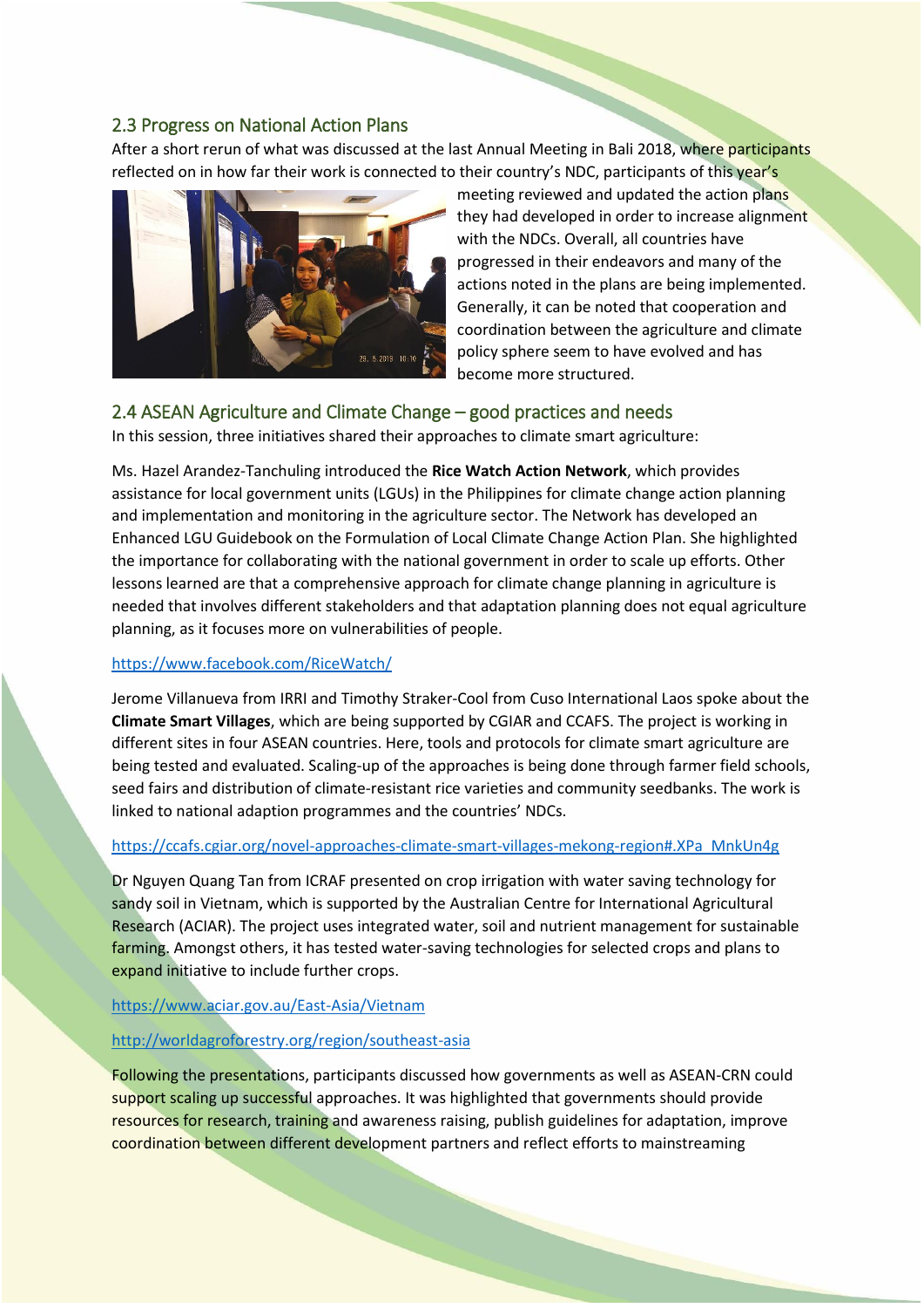## 2.3 Progress on National Action Plans

After a short rerun of what was discussed at the last Annual Meeting in Bali 2018, where participants reflected on in how far their work is connected to their country's NDC, participants of this year's meeting reviewed and updated the action plans they had developed in order to increase alignment with the NDCs. Overall, all countries have progressed in their endeavors and many of the actions noted in the plans are being implemented. Generally, it can be noted that cooperation and coordination between the agriculture and climate policy sphere seem to have evolved and has become more structured.

## 2.4 ASEAN Agriculture and Climate Change – good practices and needs

In this session, three initiatives shared their approaches to climate smart agriculture:

Ms. Hazel Arandez-Tanchuling introduced the **Rice Watch Action Network**, which provides assistance for local government units (LGUs) in the Philippines for climate change action planning and implementation and monitoring in the agriculture sector. The Network has developed an Enhanced LGU Guidebook on the Formulation of Local Climate Change Action Plan. She highlighted the importance for collaborating with the national government in order to scale up efforts. Other lessons learned are that a comprehensive approach for climate change planning in agriculture is needed that involves different stakeholders and that adaptation planning does not equal agriculture planning, as it focuses more on vulnerabilities of people.

https://www.facebook.com/RiceWatch/

Jerome Villanueva from IRRI and Timothy Straker-Cool from Cuso International Laos spoke about the **Climate Smart Villages**, which are being supported by CGIAR and CCAFS. The project is working in different sites in four ASEAN countries. Here, tools and protocols for climate smart agriculture are being tested and evaluated. Scaling-up of the approaches is being done through farmer field schools, seed fairs and distribution of climate-resistant rice varieties and community seedbanks. The work is linked to national adaption programmes and the countries' NDCs.

https://ccafs.cgiar.org/novel-approaches-climate-smart-villages-mekong-region#.XPa_MnkUn4g

Dr Nguyen Quang Tan from ICRAF presented on crop irrigation with water saving technology for sandy soil in Vietnam, which is supported by the Australian Centre for International Agricultural Research (ACIAR). The project uses integrated water, soil and nutrient management for sustainable farming. Amongst others, it has tested water-saving technologies for selected crops and plans to expand initiative to include further crops.

https://www.aciar.gov.au/East-Asia/Vietnam

http://worldagroforestry.org/region/southeast-asia

Following the presentations, participants discussed how governments as well as ASEAN-CRN could support scaling up successful approaches. It was highlighted that governments should provide resources for research, training and awareness raising, publish guidelines for adaptation, improve coordination between different development partners and reflect efforts to mainstreaming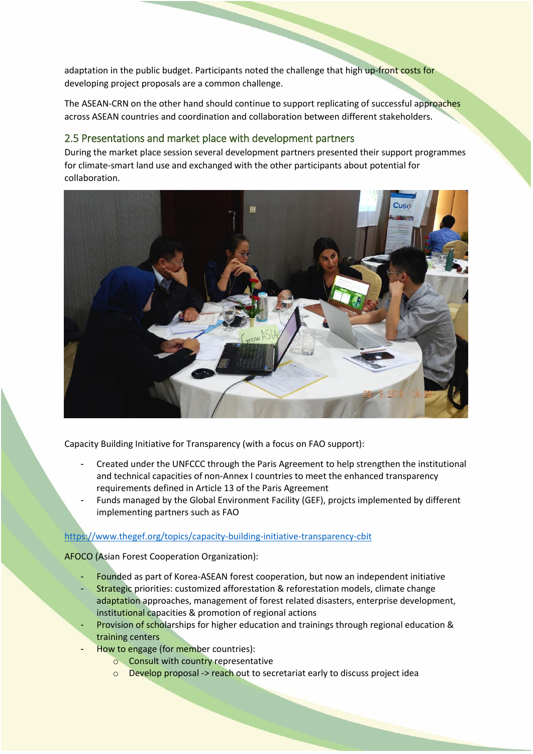adaptation in the public budget. Participants noted the challenge that high up-front costs for developing project proposals are a common challenge.

The ASEAN-CRN on the other hand should continue to support replicating of successful approaches across ASEAN countries and coordination and collaboration between different stakeholders.

## 2.5 Presentations and market place with development partners

During the market place session several development partners presented their support programmes for climate-smart land use and exchanged with the other participants about potential for collaboration.

Capacity Building Initiative for Transparency (with a focus on FAO support):

- Created under the UNFCCC through the Paris Agreement to help strengthen the institutional and technical capacities of non-Annex I countries to meet the enhanced transparency requirements defined in Article 13 of the Paris Agreement
- Funds managed by the Global Environment Facility (GEF), projcts implemented by different implementing partners such as FAO

https://www.thegef.org/topics/capacity-building-initiative-transparency-cbit

AFOCO (Asian Forest Cooperation Organization):

- Founded as part of Korea-ASEAN forest cooperation, but now an independent initiative
- Strategic priorities: customized afforestation & reforestation models, climate change adaptation approaches, management of forest related disasters, enterprise development, institutional capacities & promotion of regional actions
- Provision of scholarships for higher education and trainings through regional education & training centers
- How to engage (for member countries):
  - Consult with country representative
  - Develop proposal -> reach out to secretariat early to discuss project idea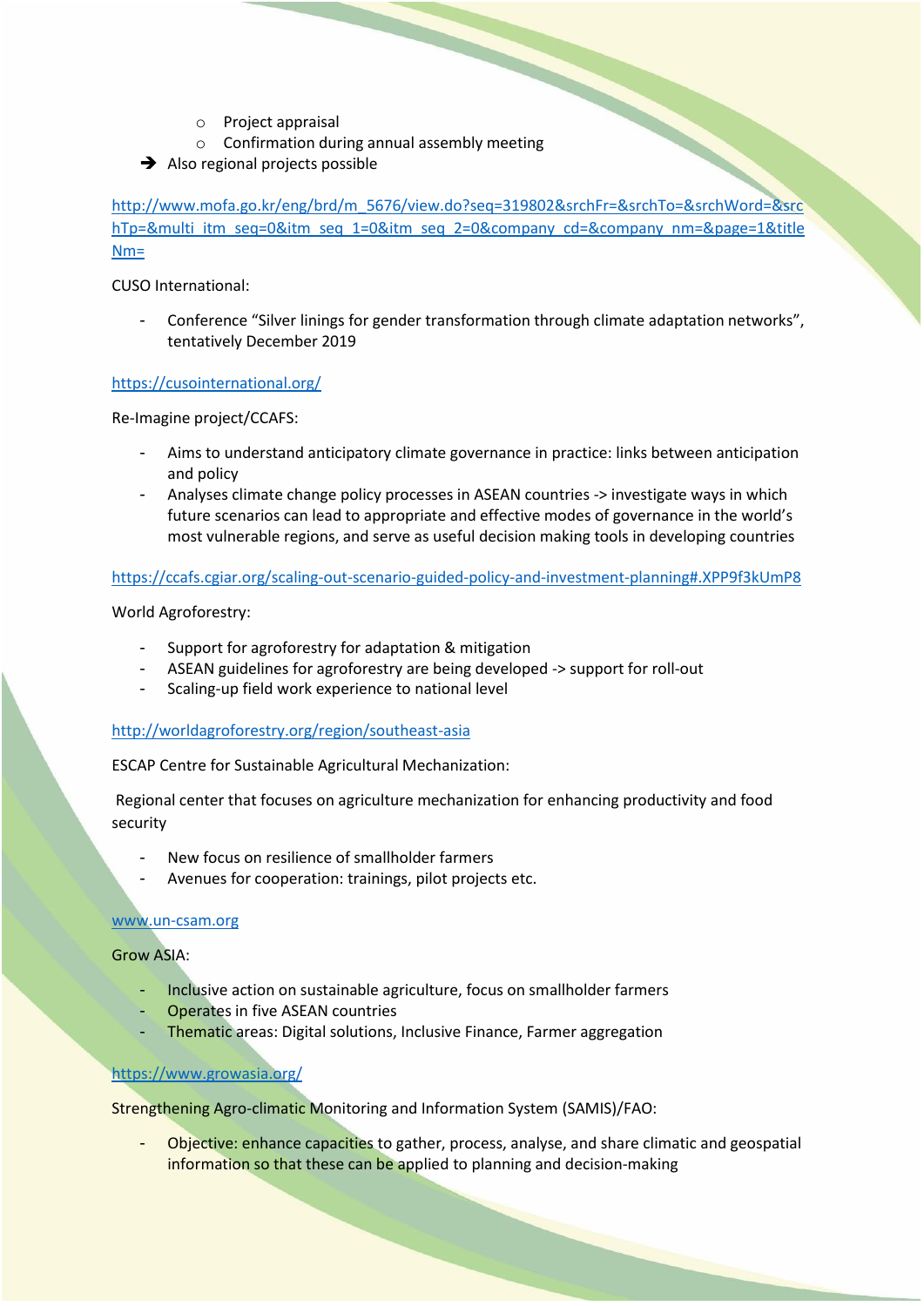- Project appraisal
  - Confirmation during annual assembly meeting

➔ Also regional projects possible

http://www.mofa.go.kr/eng/brd/m_5676/view.do?seq=319802&srchFr=&srchTo=&srchWord=&srchTp=&multi_itm_seq=0&itm_seq_1=0&itm_seq_2=0&company_cd=&company_nm=&page=1&titleNm=

CUSO International:

- Conference "Silver linings for gender transformation through climate adaptation networks", tentatively December 2019

https://cusointernational.org/

Re-Imagine project/CCAFS:

- Aims to understand anticipatory climate governance in practice: links between anticipation and policy
- Analyses climate change policy processes in ASEAN countries -> investigate ways in which future scenarios can lead to appropriate and effective modes of governance in the world's most vulnerable regions, and serve as useful decision making tools in developing countries

https://ccafs.cgiar.org/scaling-out-scenario-guided-policy-and-investment-planning#.XPP9f3kUmP8

World Agroforestry:

- Support for agroforestry for adaptation & mitigation
- ASEAN guidelines for agroforestry are being developed -> support for roll-out
- Scaling-up field work experience to national level

http://worldagroforestry.org/region/southeast-asia

ESCAP Centre for Sustainable Agricultural Mechanization:

Regional center that focuses on agriculture mechanization for enhancing productivity and food security

- New focus on resilience of smallholder farmers
- Avenues for cooperation: trainings, pilot projects etc.

www.un-csam.org

Grow ASIA:

- Inclusive action on sustainable agriculture, focus on smallholder farmers
- Operates in five ASEAN countries
- Thematic areas: Digital solutions, Inclusive Finance, Farmer aggregation

https://www.growasia.org/

Strengthening Agro-climatic Monitoring and Information System (SAMIS)/FAO:

- Objective: enhance capacities to gather, process, analyse, and share climatic and geospatial information so that these can be applied to planning and decision-making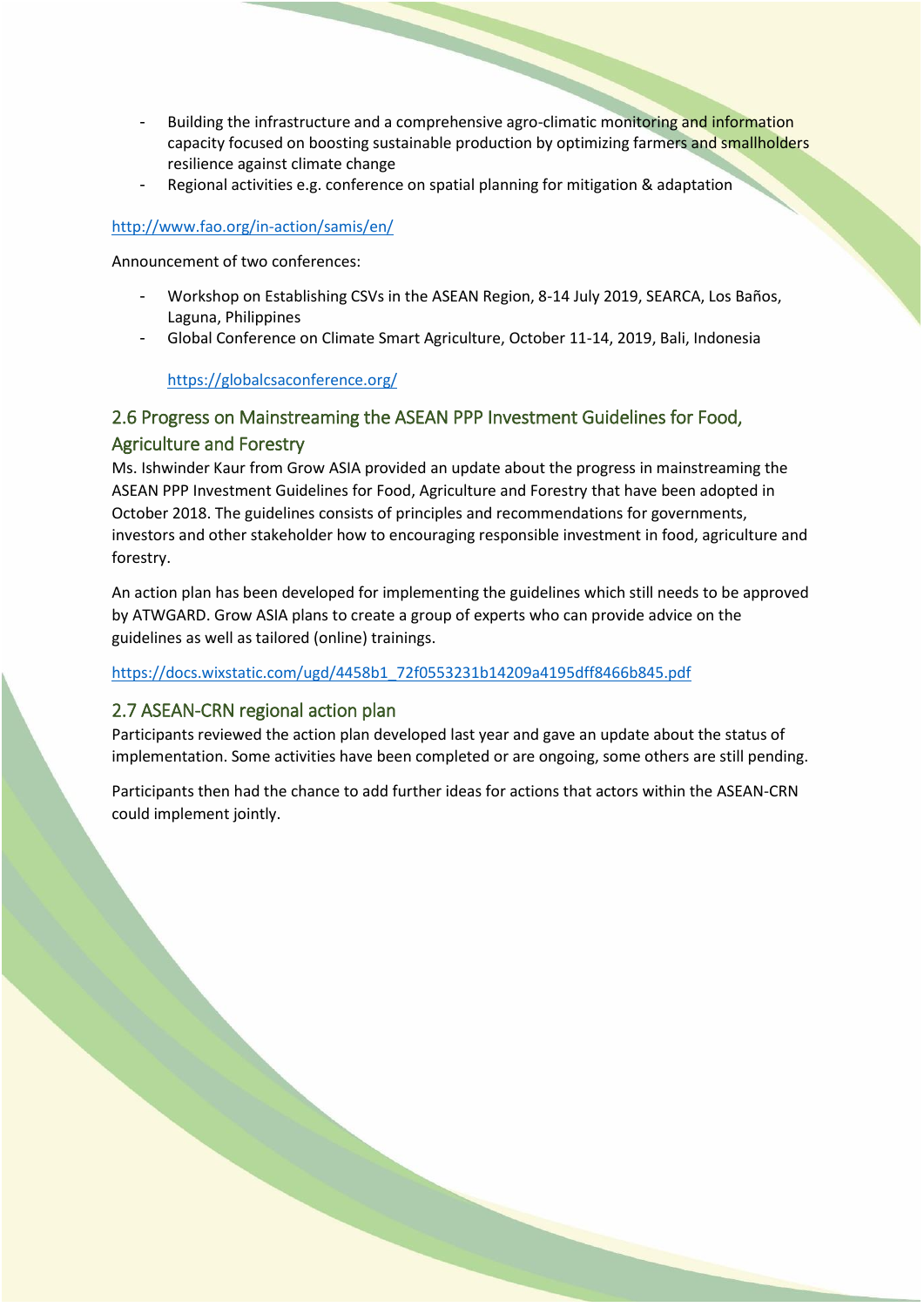- Building the infrastructure and a comprehensive agro-climatic monitoring and information capacity focused on boosting sustainable production by optimizing farmers and smallholders resilience against climate change
- Regional activities e.g. conference on spatial planning for mitigation & adaptation

http://www.fao.org/in-action/samis/en/

Announcement of two conferences:

- Workshop on Establishing CSVs in the ASEAN Region, 8-14 July 2019, SEARCA, Los Baños, Laguna, Philippines
- Global Conference on Climate Smart Agriculture, October 11-14, 2019, Bali, Indonesia

  https://globalcsaconference.org/

## 2.6 Progress on Mainstreaming the ASEAN PPP Investment Guidelines for Food, Agriculture and Forestry

Ms. Ishwinder Kaur from Grow ASIA provided an update about the progress in mainstreaming the ASEAN PPP Investment Guidelines for Food, Agriculture and Forestry that have been adopted in October 2018. The guidelines consists of principles and recommendations for governments, investors and other stakeholder how to encouraging responsible investment in food, agriculture and forestry.

An action plan has been developed for implementing the guidelines which still needs to be approved by ATWGARD. Grow ASIA plans to create a group of experts who can provide advice on the guidelines as well as tailored (online) trainings.

https://docs.wixstatic.com/ugd/4458b1_72f0553231b14209a4195dff8466b845.pdf

## 2.7 ASEAN-CRN regional action plan

Participants reviewed the action plan developed last year and gave an update about the status of implementation. Some activities have been completed or are ongoing, some others are still pending.

Participants then had the chance to add further ideas for actions that actors within the ASEAN-CRN could implement jointly.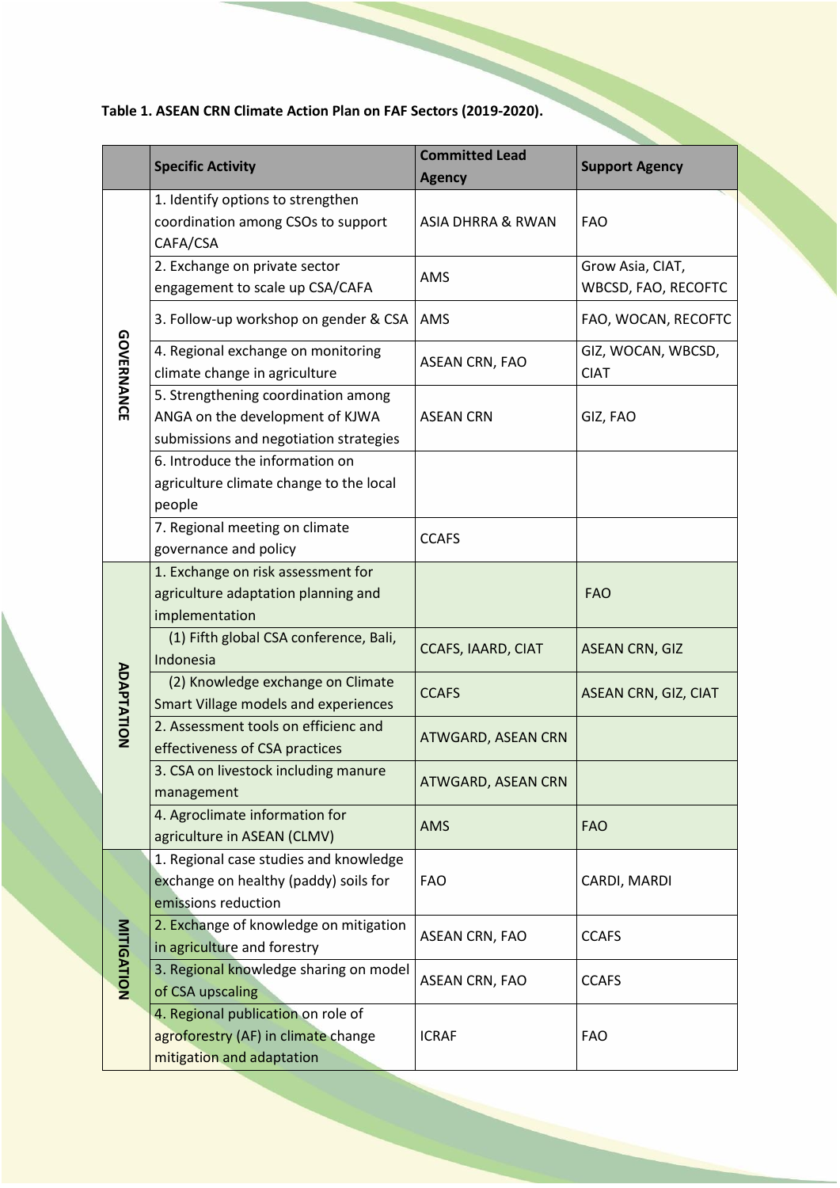**Table 1. ASEAN CRN Climate Action Plan on FAF Sectors (2019-2020).**

| | Specific Activity | Committed Lead Agency | Support Agency |
|---|---|---|---|
| GOVERNANCE | 1. Identify options to strengthen coordination among CSOs to support CAFA/CSA | ASIA DHRRA & RWAN | FAO |
| | 2. Exchange on private sector engagement to scale up CSA/CAFA | AMS | Grow Asia, CIAT, WBCSD, FAO, RECOFTC |
| | 3. Follow-up workshop on gender & CSA | AMS | FAO, WOCAN, RECOFTC |
| | 4. Regional exchange on monitoring climate change in agriculture | ASEAN CRN, FAO | GIZ, WOCAN, WBCSD, CIAT |
| | 5. Strengthening coordination among ANGA on the development of KJWA submissions and negotiation strategies | ASEAN CRN | GIZ, FAO |
| | 6. Introduce the information on agriculture climate change to the local people | | |
| | 7. Regional meeting on climate governance and policy | CCAFS | |
| ADAPTATION | 1. Exchange on risk assessment for agriculture adaptation planning and implementation | | FAO |
| | (1) Fifth global CSA conference, Bali, Indonesia | CCAFS, IAARD, CIAT | ASEAN CRN, GIZ |
| | (2) Knowledge exchange on Climate Smart Village models and experiences | CCAFS | ASEAN CRN, GIZ, CIAT |
| | 2. Assessment tools on efficienc and effectiveness of CSA practices | ATWGARD, ASEAN CRN | |
| | 3. CSA on livestock including manure management | ATWGARD, ASEAN CRN | |
| | 4. Agroclimate information for agriculture in ASEAN (CLMV) | AMS | FAO |
| MITIGATION | 1. Regional case studies and knowledge exchange on healthy (paddy) soils for emissions reduction | FAO | CARDI, MARDI |
| | 2. Exchange of knowledge on mitigation in agriculture and forestry | ASEAN CRN, FAO | CCAFS |
| | 3. Regional knowledge sharing on model of CSA upscaling | ASEAN CRN, FAO | CCAFS |
| | 4. Regional publication on role of agroforestry (AF) in climate change mitigation and adaptation | ICRAF | FAO |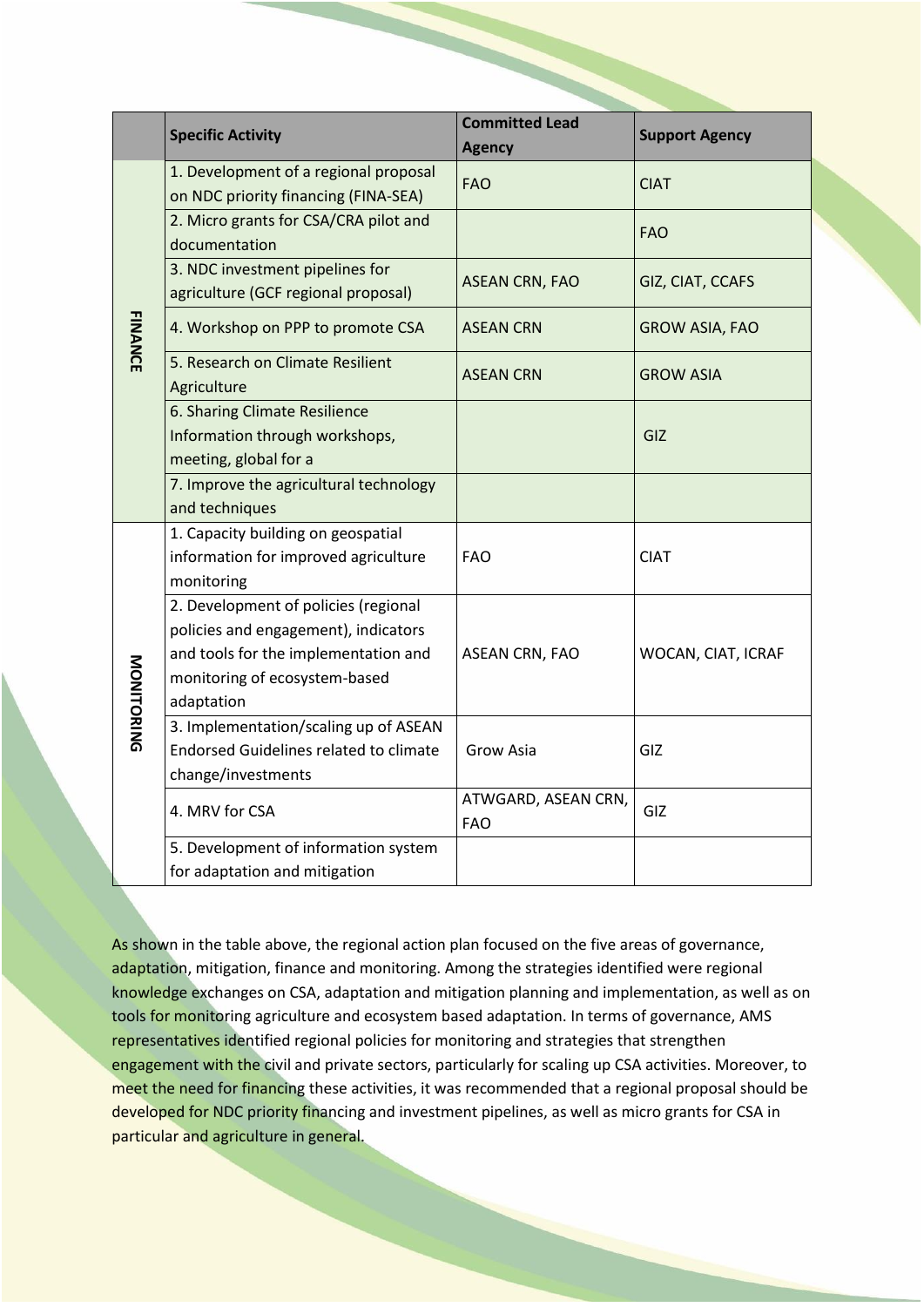| | Specific Activity | Committed Lead Agency | Support Agency |
|---|---|---|---|
| FINANCE | 1. Development of a regional proposal on NDC priority financing (FINA-SEA) | FAO | CIAT |
| | 2. Micro grants for CSA/CRA pilot and documentation | | FAO |
| | 3. NDC investment pipelines for agriculture (GCF regional proposal) | ASEAN CRN, FAO | GIZ, CIAT, CCAFS |
| | 4. Workshop on PPP to promote CSA | ASEAN CRN | GROW ASIA, FAO |
| | 5. Research on Climate Resilient Agriculture | ASEAN CRN | GROW ASIA |
| | 6. Sharing Climate Resilience Information through workshops, meeting, global for a | | GIZ |
| | 7. Improve the agricultural technology and techniques | | |
| MONITORING | 1. Capacity building on geospatial information for improved agriculture monitoring | FAO | CIAT |
| | 2. Development of policies (regional policies and engagement), indicators and tools for the implementation and monitoring of ecosystem-based adaptation | ASEAN CRN, FAO | WOCAN, CIAT, ICRAF |
| | 3. Implementation/scaling up of ASEAN Endorsed Guidelines related to climate change/investments | Grow Asia | GIZ |
| | 4. MRV for CSA | ATWGARD, ASEAN CRN, FAO | GIZ |
| | 5. Development of information system for adaptation and mitigation | | |

As shown in the table above, the regional action plan focused on the five areas of governance, adaptation, mitigation, finance and monitoring. Among the strategies identified were regional knowledge exchanges on CSA, adaptation and mitigation planning and implementation, as well as on tools for monitoring agriculture and ecosystem based adaptation. In terms of governance, AMS representatives identified regional policies for monitoring and strategies that strengthen engagement with the civil and private sectors, particularly for scaling up CSA activities. Moreover, to meet the need for financing these activities, it was recommended that a regional proposal should be developed for NDC priority financing and investment pipelines, as well as micro grants for CSA in particular and agriculture in general.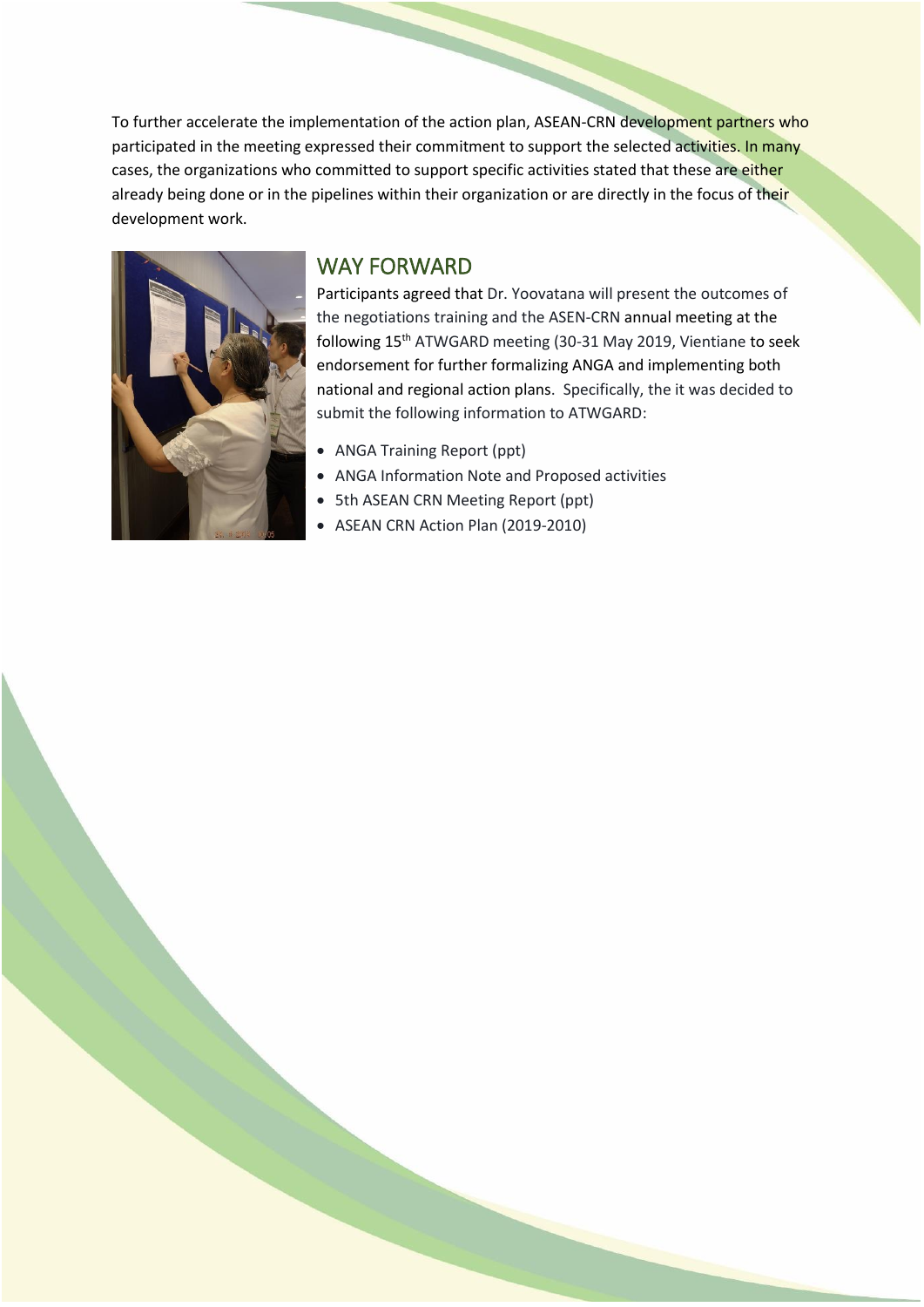To further accelerate the implementation of the action plan, ASEAN-CRN development partners who participated in the meeting expressed their commitment to support the selected activities. In many cases, the organizations who committed to support specific activities stated that these are either already being done or in the pipelines within their organization or are directly in the focus of their development work.

## WAY FORWARD

Participants agreed that Dr. Yoovatana will present the outcomes of the negotiations training and the ASEN-CRN annual meeting at the following 15th ATWGARD meeting (30-31 May 2019, Vientiane to seek endorsement for further formalizing ANGA and implementing both national and regional action plans. Specifically, the it was decided to submit the following information to ATWGARD:

- ANGA Training Report (ppt)
- ANGA Information Note and Proposed activities
- 5th ASEAN CRN Meeting Report (ppt)
- ASEAN CRN Action Plan (2019-2010)